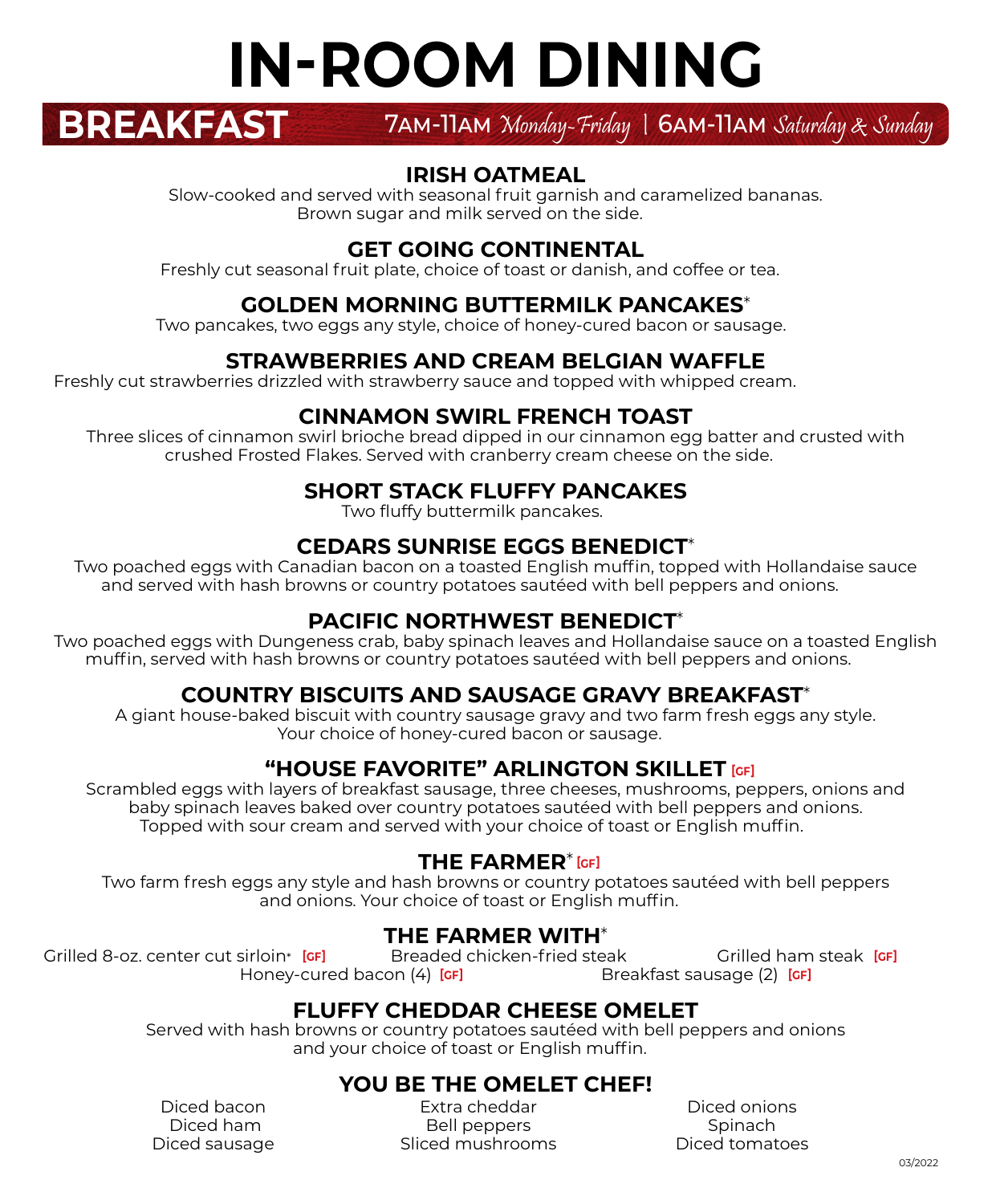# IN-ROOM DINING

## BREAKFAST

7AM-11AM *Monday-Friday* | 6AM-11AM *Saturday & Sunday*

### IRISH OATMEAL

Slow-cooked and served with seasonal fruit garnish and caramelized bananas. Brown sugar and milk served on the side.

### GET GOING CONTINENTAL

Freshly cut seasonal fruit plate, choice of toast or danish, and coffee or tea.

### GOLDEN MORNING BUTTERMILK PANCAKES*

Two pancakes, two eggs any style, choice of honey-cured bacon or sausage.

### STRAWBERRIES AND CREAM BELGIAN WAFFLE

Freshly cut strawberries drizzled with strawberry sauce and topped with whipped cream.

### CINNAMON SWIRL FRENCH TOAST

Three slices of cinnamon swirl brioche bread dipped in our cinnamon egg batter and crusted with crushed Frosted Flakes. Served with cranberry cream cheese on the side.

### SHORT STACK FLUFFY PANCAKES

Two fluffy buttermilk pancakes.

### CEDARS SUNRISE EGGS BENEDICT*

Two poached eggs with Canadian bacon on a toasted English muffin, topped with Hollandaise sauce and served with hash browns or country potatoes sautéed with bell peppers and onions.

### PACIFIC NORTHWEST BENEDICT*

Two poached eggs with Dungeness crab, baby spinach leaves and Hollandaise sauce on a toasted English muffin, served with hash browns or country potatoes sautéed with bell peppers and onions.

### COUNTRY BISCUITS AND SAUSAGE GRAVY BREAKFAST*

A giant house-baked biscuit with country sausage gravy and two farm fresh eggs any style. Your choice of honey-cured bacon or sausage.

### "HOUSE FAVORITE" ARLINGTON SKILLET [GF]

Scrambled eggs with layers of breakfast sausage, three cheeses, mushrooms, peppers, onions and baby spinach leaves baked over country potatoes sautéed with bell peppers and onions. Topped with sour cream and served with your choice of toast or English muffin.

### THE FARMER* [GF]

Two farm fresh eggs any style and hash browns or country potatoes sautéed with bell peppers and onions. Your choice of toast or English muffin.

### THE FARMER WITH*

Grilled 8-oz. center cut sirloin* [GF]
Breaded chicken-fried steak
Grilled ham steak [GF]
Honey-cured bacon (4) [GF]
Breakfast sausage (2) [GF]

### FLUFFY CHEDDAR CHEESE OMELET

Served with hash browns or country potatoes sautéed with bell peppers and onions and your choice of toast or English muffin.

### YOU BE THE OMELET CHEF!

Diced bacon
Diced ham
Diced sausage
Extra cheddar
Bell peppers
Sliced mushrooms
Diced onions
Spinach
Diced tomatoes

03/2022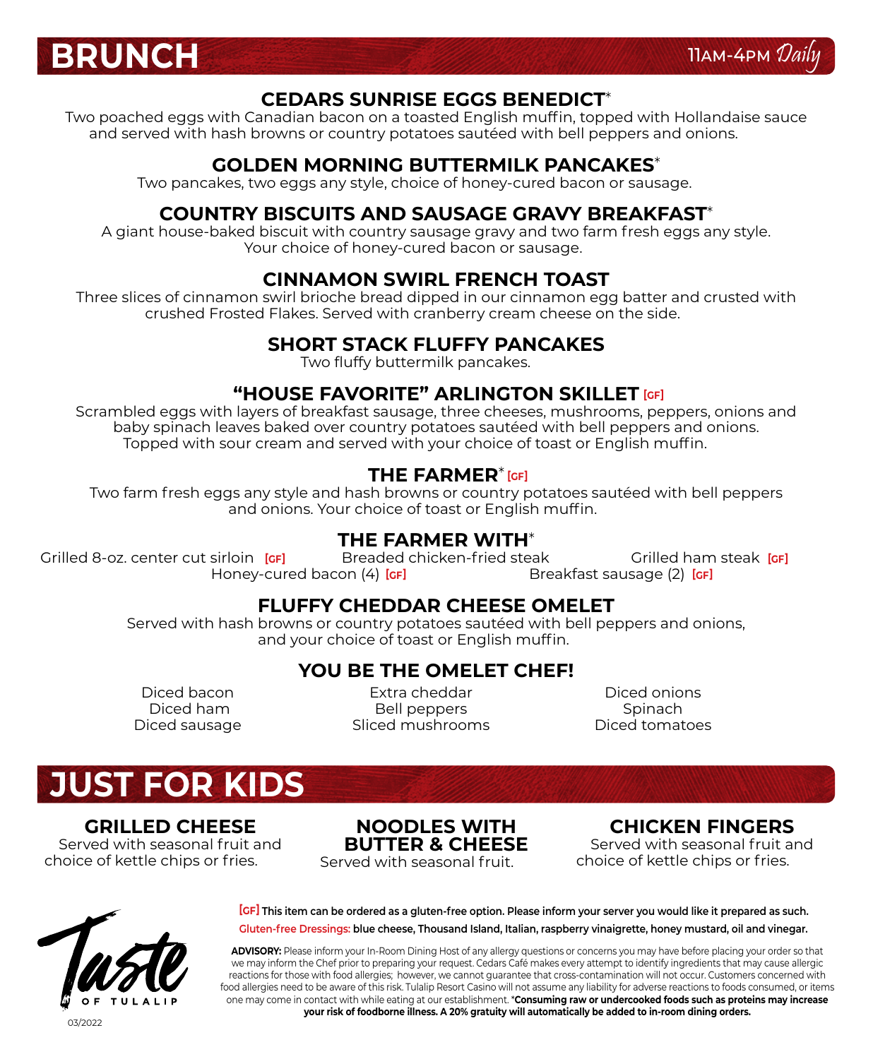# BRUNCH

11AM-4PM *Daily*

### CEDARS SUNRISE EGGS BENEDICT*

Two poached eggs with Canadian bacon on a toasted English muffin, topped with Hollandaise sauce and served with hash browns or country potatoes sautéed with bell peppers and onions.

### GOLDEN MORNING BUTTERMILK PANCAKES*

Two pancakes, two eggs any style, choice of honey-cured bacon or sausage.

### COUNTRY BISCUITS AND SAUSAGE GRAVY BREAKFAST*

A giant house-baked biscuit with country sausage gravy and two farm fresh eggs any style. Your choice of honey-cured bacon or sausage.

### CINNAMON SWIRL FRENCH TOAST

Three slices of cinnamon swirl brioche bread dipped in our cinnamon egg batter and crusted with crushed Frosted Flakes. Served with cranberry cream cheese on the side.

### SHORT STACK FLUFFY PANCAKES

Two fluffy buttermilk pancakes.

### "HOUSE FAVORITE" ARLINGTON SKILLET [GF]

Scrambled eggs with layers of breakfast sausage, three cheeses, mushrooms, peppers, onions and baby spinach leaves baked over country potatoes sautéed with bell peppers and onions. Topped with sour cream and served with your choice of toast or English muffin.

### THE FARMER* [GF]

Two farm fresh eggs any style and hash browns or country potatoes sautéed with bell peppers and onions. Your choice of toast or English muffin.

### THE FARMER WITH*

Grilled 8-oz. center cut sirloin [GF]
Breaded chicken-fried steak
Grilled ham steak [GF]
Honey-cured bacon (4) [GF]
Breakfast sausage (2) [GF]

### FLUFFY CHEDDAR CHEESE OMELET

Served with hash browns or country potatoes sautéed with bell peppers and onions, and your choice of toast or English muffin.

### YOU BE THE OMELET CHEF!

Diced bacon
Diced ham
Diced sausage
Extra cheddar
Bell peppers
Sliced mushrooms
Diced onions
Spinach
Diced tomatoes

# JUST FOR KIDS

### GRILLED CHEESE

Served with seasonal fruit and choice of kettle chips or fries.

### NOODLES WITH BUTTER & CHEESE

Served with seasonal fruit.

### CHICKEN FINGERS

Served with seasonal fruit and choice of kettle chips or fries.

**[GF] This item can be ordered as a gluten-free option. Please inform your server you would like it prepared as such.**

**Gluten-free Dressings: blue cheese, Thousand Island, Italian, raspberry vinaigrette, honey mustard, oil and vinegar.**

**ADVISORY:** Please inform your In-Room Dining Host of any allergy questions or concerns you may have before placing your order so that we may inform the Chef prior to preparing your request. Cedars Café makes every attempt to identify ingredients that may cause allergic reactions for those with food allergies; however, we cannot guarantee that cross-contamination will not occur. Customers concerned with food allergies need to be aware of this risk. Tulalip Resort Casino will not assume any liability for adverse reactions to foods consumed, or items one may come in contact with while eating at our establishment. ***Consuming raw or undercooked foods such as proteins may increase your risk of foodborne illness. A 20% gratuity will automatically be added to in-room dining orders.**

Taste OF TULALIP

03/2022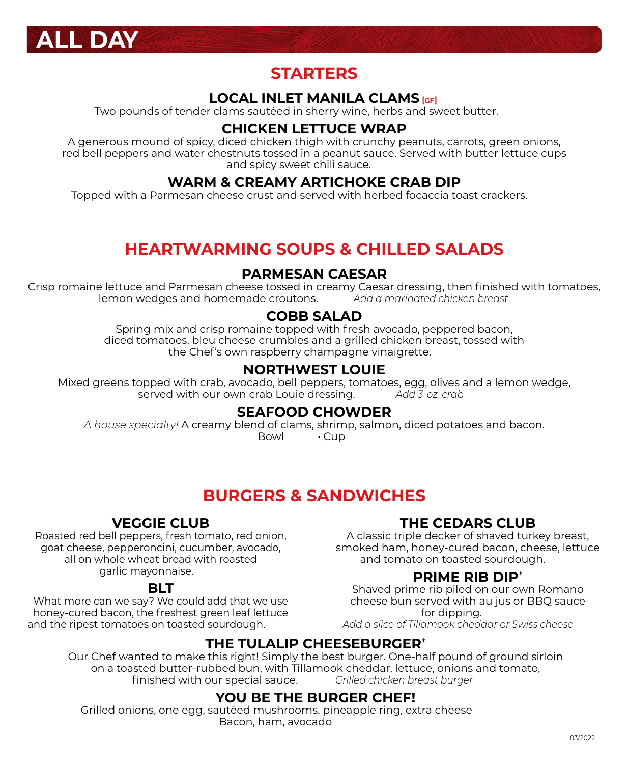# ALL DAY

## STARTERS

### LOCAL INLET MANILA CLAMS [GF]

Two pounds of tender clams sautéed in sherry wine, herbs and sweet butter.

### CHICKEN LETTUCE WRAP

A generous mound of spicy, diced chicken thigh with crunchy peanuts, carrots, green onions, red bell peppers and water chestnuts tossed in a peanut sauce. Served with butter lettuce cups and spicy sweet chili sauce.

### WARM & CREAMY ARTICHOKE CRAB DIP

Topped with a Parmesan cheese crust and served with herbed focaccia toast crackers.

## HEARTWARMING SOUPS & CHILLED SALADS

### PARMESAN CAESAR

Crisp romaine lettuce and Parmesan cheese tossed in creamy Caesar dressing, then finished with tomatoes, lemon wedges and homemade croutons. *Add a marinated chicken breast*

### COBB SALAD

Spring mix and crisp romaine topped with fresh avocado, peppered bacon, diced tomatoes, bleu cheese crumbles and a grilled chicken breast, tossed with the Chef's own raspberry champagne vinaigrette.

### NORTHWEST LOUIE

Mixed greens topped with crab, avocado, bell peppers, tomatoes, egg, olives and a lemon wedge, served with our own crab Louie dressing. *Add 3-oz. crab*

### SEAFOOD CHOWDER

*A house specialty!* A creamy blend of clams, shrimp, salmon, diced potatoes and bacon.
Bowl · Cup

## BURGERS & SANDWICHES

### VEGGIE CLUB

Roasted red bell peppers, fresh tomato, red onion, goat cheese, pepperoncini, cucumber, avocado, all on whole wheat bread with roasted garlic mayonnaise.

### BLT

What more can we say? We could add that we use honey-cured bacon, the freshest green leaf lettuce and the ripest tomatoes on toasted sourdough.

### THE CEDARS CLUB

A classic triple decker of shaved turkey breast, smoked ham, honey-cured bacon, cheese, lettuce and tomato on toasted sourdough.

### PRIME RIB DIP*

Shaved prime rib piled on our own Romano cheese bun served with au jus or BBQ sauce for dipping.
*Add a slice of Tillamook cheddar or Swiss cheese*

### THE TULALIP CHEESEBURGER*

Our Chef wanted to make this right! Simply the best burger. One-half pound of ground sirloin on a toasted butter-rubbed bun, with Tillamook cheddar, lettuce, onions and tomato, finished with our special sauce. *Grilled chicken breast burger*

### YOU BE THE BURGER CHEF!

Grilled onions, one egg, sautéed mushrooms, pineapple ring, extra cheese
Bacon, ham, avocado

03/2022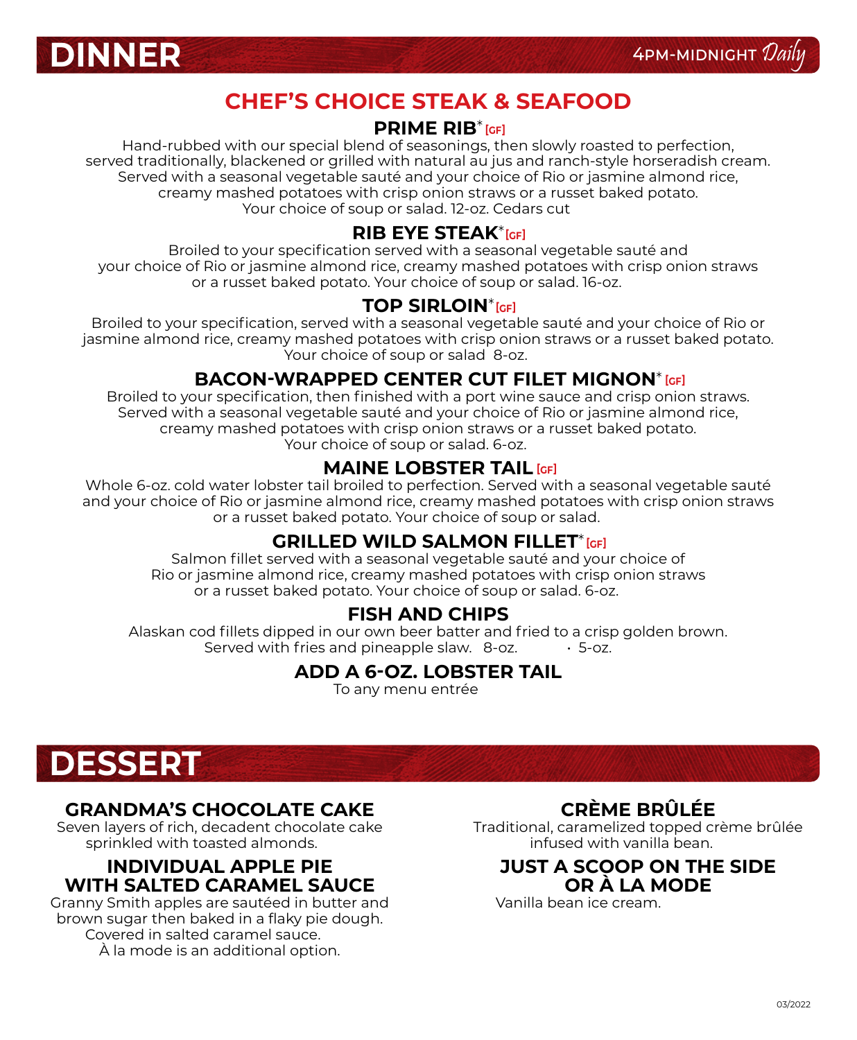# DINNER

4PM-MIDNIGHT *Daily*

## CHEF'S CHOICE STEAK & SEAFOOD

### PRIME RIB* [GF]

Hand-rubbed with our special blend of seasonings, then slowly roasted to perfection, served traditionally, blackened or grilled with natural au jus and ranch-style horseradish cream. Served with a seasonal vegetable sauté and your choice of Rio or jasmine almond rice, creamy mashed potatoes with crisp onion straws or a russet baked potato. Your choice of soup or salad. 12-oz. Cedars cut

### RIB EYE STEAK* [GF]

Broiled to your specification served with a seasonal vegetable sauté and your choice of Rio or jasmine almond rice, creamy mashed potatoes with crisp onion straws or a russet baked potato. Your choice of soup or salad. 16-oz.

### TOP SIRLOIN* [GF]

Broiled to your specification, served with a seasonal vegetable sauté and your choice of Rio or jasmine almond rice, creamy mashed potatoes with crisp onion straws or a russet baked potato. Your choice of soup or salad 8-oz.

### BACON-WRAPPED CENTER CUT FILET MIGNON* [GF]

Broiled to your specification, then finished with a port wine sauce and crisp onion straws. Served with a seasonal vegetable sauté and your choice of Rio or jasmine almond rice, creamy mashed potatoes with crisp onion straws or a russet baked potato. Your choice of soup or salad. 6-oz.

### MAINE LOBSTER TAIL [GF]

Whole 6-oz. cold water lobster tail broiled to perfection. Served with a seasonal vegetable sauté and your choice of Rio or jasmine almond rice, creamy mashed potatoes with crisp onion straws or a russet baked potato. Your choice of soup or salad.

### GRILLED WILD SALMON FILLET* [GF]

Salmon fillet served with a seasonal vegetable sauté and your choice of Rio or jasmine almond rice, creamy mashed potatoes with crisp onion straws or a russet baked potato. Your choice of soup or salad. 6-oz.

### FISH AND CHIPS

Alaskan cod fillets dipped in our own beer batter and fried to a crisp golden brown. Served with fries and pineapple slaw. 8-oz. • 5-oz.

### ADD A 6-OZ. LOBSTER TAIL

To any menu entrée

# DESSERT

### GRANDMA'S CHOCOLATE CAKE

Seven layers of rich, decadent chocolate cake sprinkled with toasted almonds.

### INDIVIDUAL APPLE PIE WITH SALTED CARAMEL SAUCE

Granny Smith apples are sautéed in butter and brown sugar then baked in a flaky pie dough. Covered in salted caramel sauce. À la mode is an additional option.

### CRÈME BRÛLÉE

Traditional, caramelized topped crème brûlée infused with vanilla bean.

### JUST A SCOOP ON THE SIDE OR À LA MODE

Vanilla bean ice cream.

03/2022